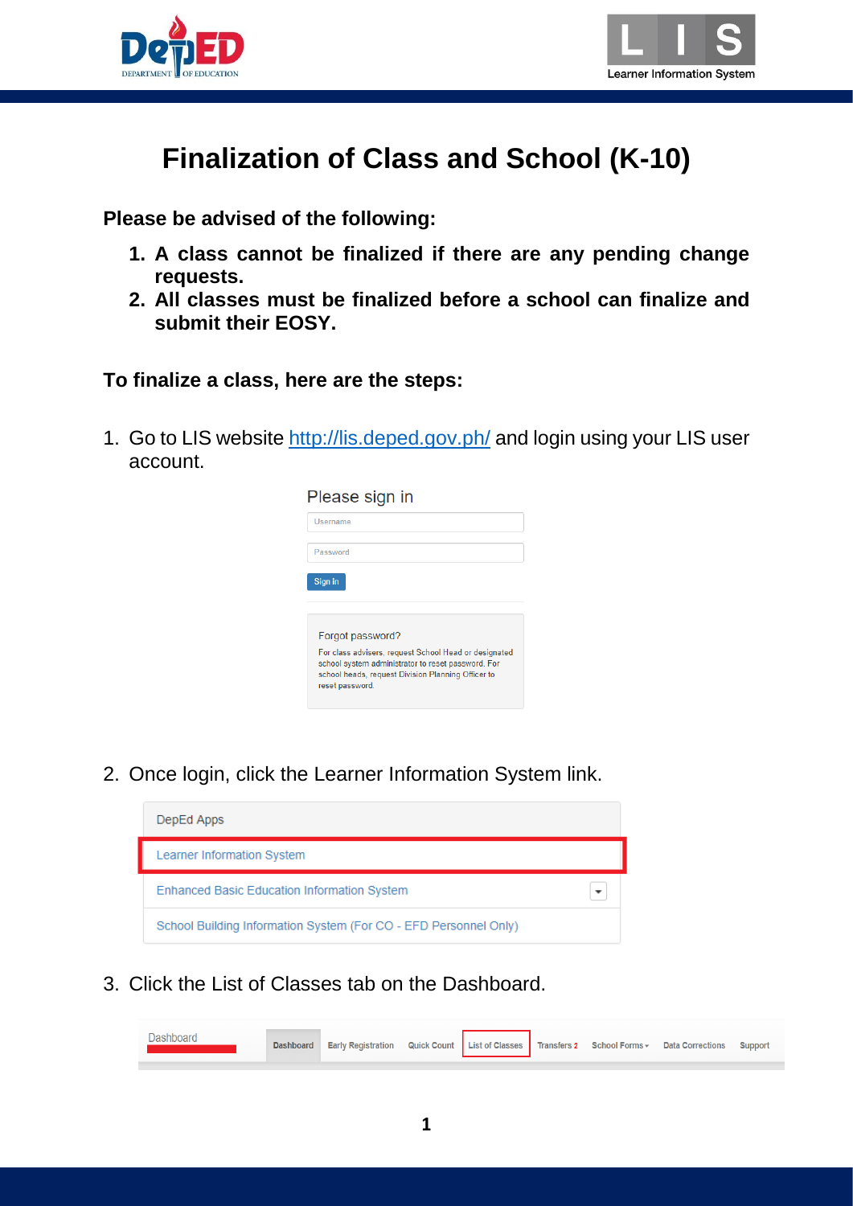# Finalization of Class and School (K-10)

**Please be advised of the following:**

1. **A class cannot be finalized if there are any pending change requests.**
2. **All classes must be finalized before a school can finalize and submit their EOSY.**

**To finalize a class, here are the steps:**

1. Go to LIS website http://lis.deped.gov.ph/ and login using your LIS user account.

2. Once login, click the Learner Information System link.

3. Click the List of Classes tab on the Dashboard.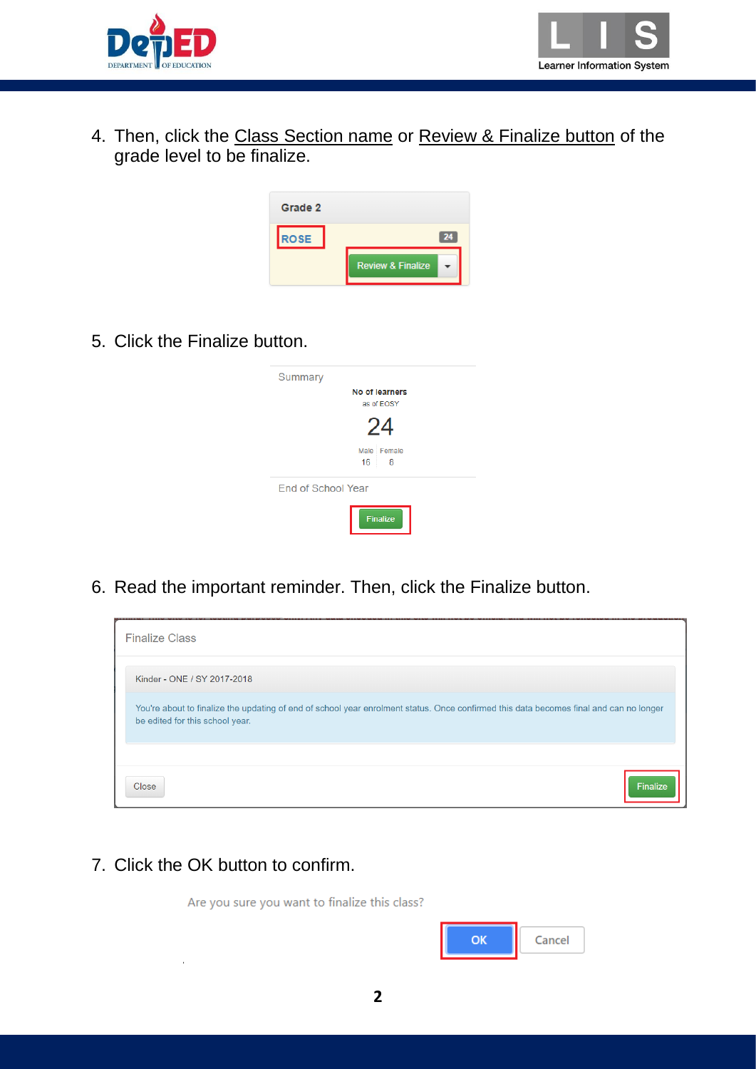4. Then, click the Class Section name or Review & Finalize button of the grade level to be finalize.

Grade 2

ROSE 24

Review & Finalize

5. Click the Finalize button.

Summary

No of learners
as of EOSY

24

Male | Female
16 | 8

End of School Year

Finalize

6. Read the important reminder. Then, click the Finalize button.

Finalize Class

Kinder - ONE / SY 2017-2018

You're about to finalize the updating of end of school year enrolment status. Once confirmed this data becomes final and can no longer be edited for this school year.

Close Finalize

7. Click the OK button to confirm.

Are you sure you want to finalize this class?

OK Cancel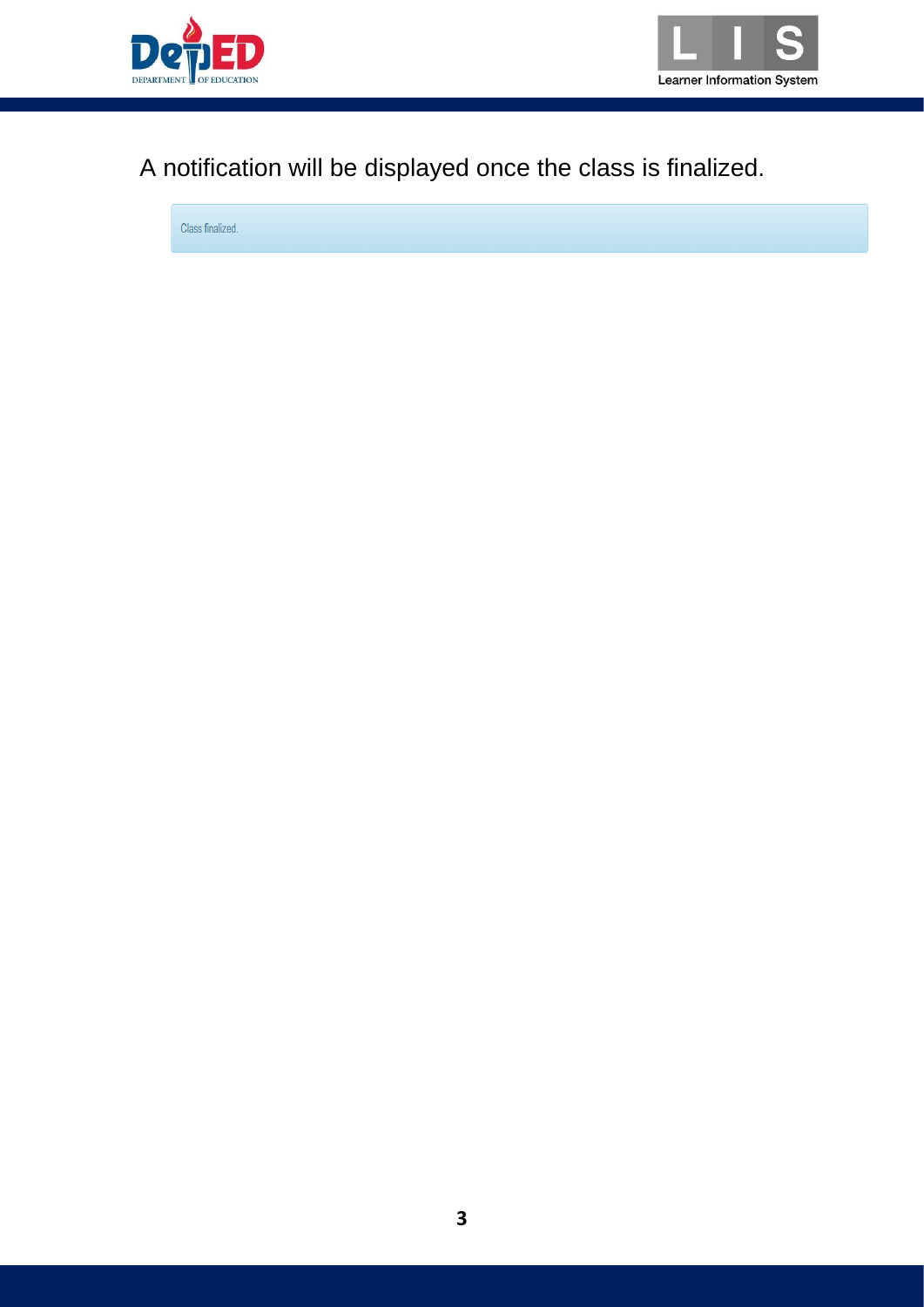A notification will be displayed once the class is finalized.

Class finalized.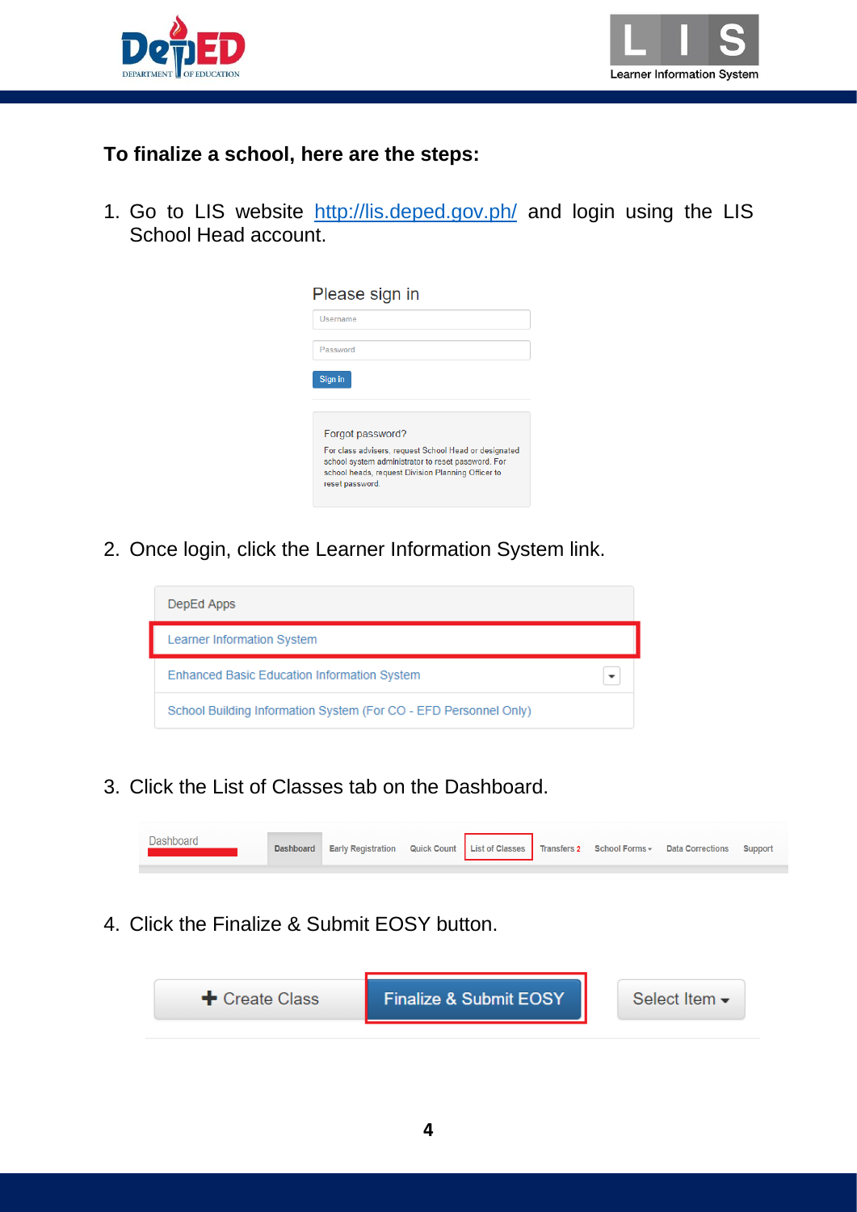**To finalize a school, here are the steps:**

1. Go to LIS website http://lis.deped.gov.ph/ and login using the LIS School Head account.

Please sign in

Username

Password

Sign In

Forgot password?
For class advisers, request School Head or designated school system administrator to reset password. For school heads, request Division Planning Officer to reset password.

2. Once login, click the Learner Information System link.

DepEd Apps

Learner Information System

Enhanced Basic Education Information System

School Building Information System (For CO - EFD Personnel Only)

3. Click the List of Classes tab on the Dashboard.

Dashboard | Dashboard | Early Registration | Quick Count | List of Classes | Transfers 2 | School Forms | Data Corrections | Support

4. Click the Finalize & Submit EOSY button.

Create Class | Finalize & Submit EOSY | Select Item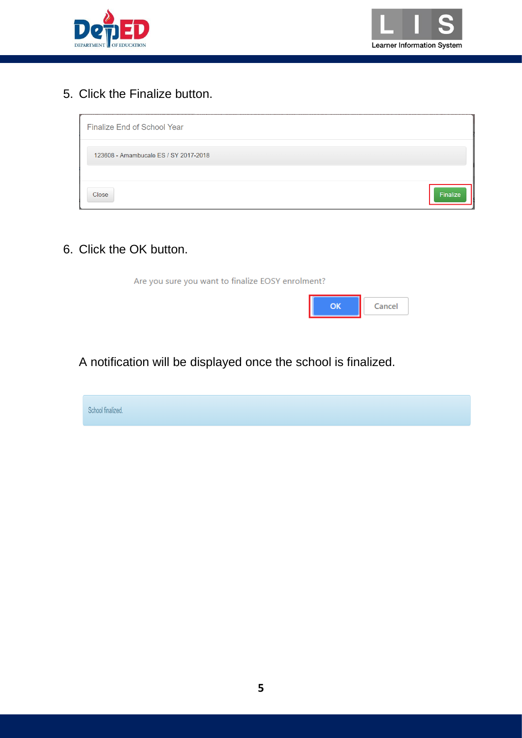5. Click the Finalize button.

Finalize End of School Year

123608 - Amambucale ES / SY 2017-2018

Close

Finalize

6. Click the OK button.

Are you sure you want to finalize EOSY enrolment?

OK

Cancel

A notification will be displayed once the school is finalized.

School finalized.